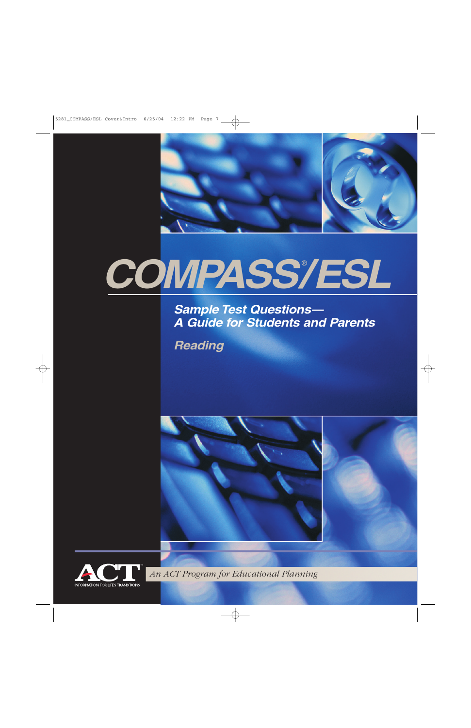# COMPASS®/ESL

## Sample Test Questions—
## A Guide for Students and Parents

### Reading

ACT™
INFORMATION FOR LIFE'S TRANSITIONS

*An ACT Program for Educational Planning*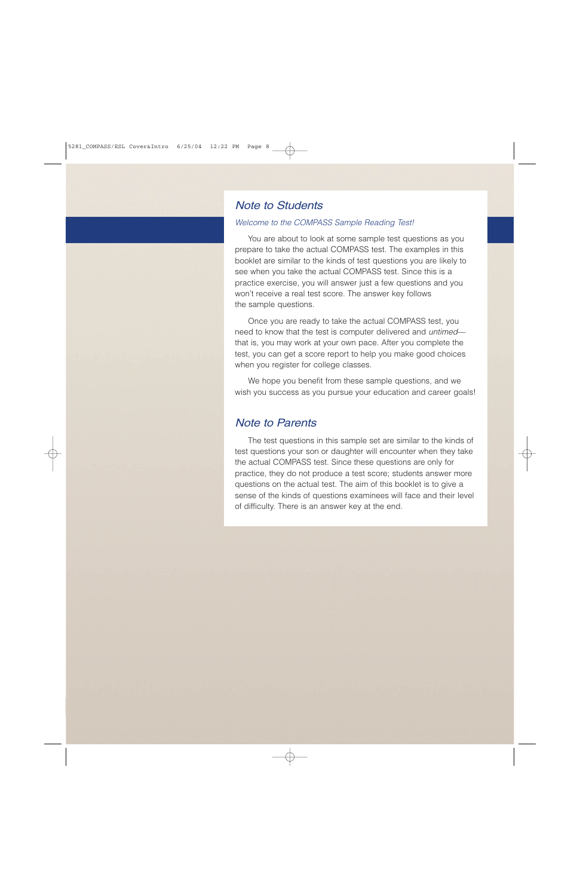## Note to Students

*Welcome to the COMPASS Sample Reading Test!*

You are about to look at some sample test questions as you prepare to take the actual COMPASS test. The examples in this booklet are similar to the kinds of test questions you are likely to see when you take the actual COMPASS test. Since this is a practice exercise, you will answer just a few questions and you won't receive a real test score. The answer key follows the sample questions.

Once you are ready to take the actual COMPASS test, you need to know that the test is computer delivered and *untimed*—that is, you may work at your own pace. After you complete the test, you can get a score report to help you make good choices when you register for college classes.

We hope you benefit from these sample questions, and we wish you success as you pursue your education and career goals!

## Note to Parents

The test questions in this sample set are similar to the kinds of test questions your son or daughter will encounter when they take the actual COMPASS test. Since these questions are only for practice, they do not produce a test score; students answer more questions on the actual test. The aim of this booklet is to give a sense of the kinds of questions examinees will face and their level of difficulty. There is an answer key at the end.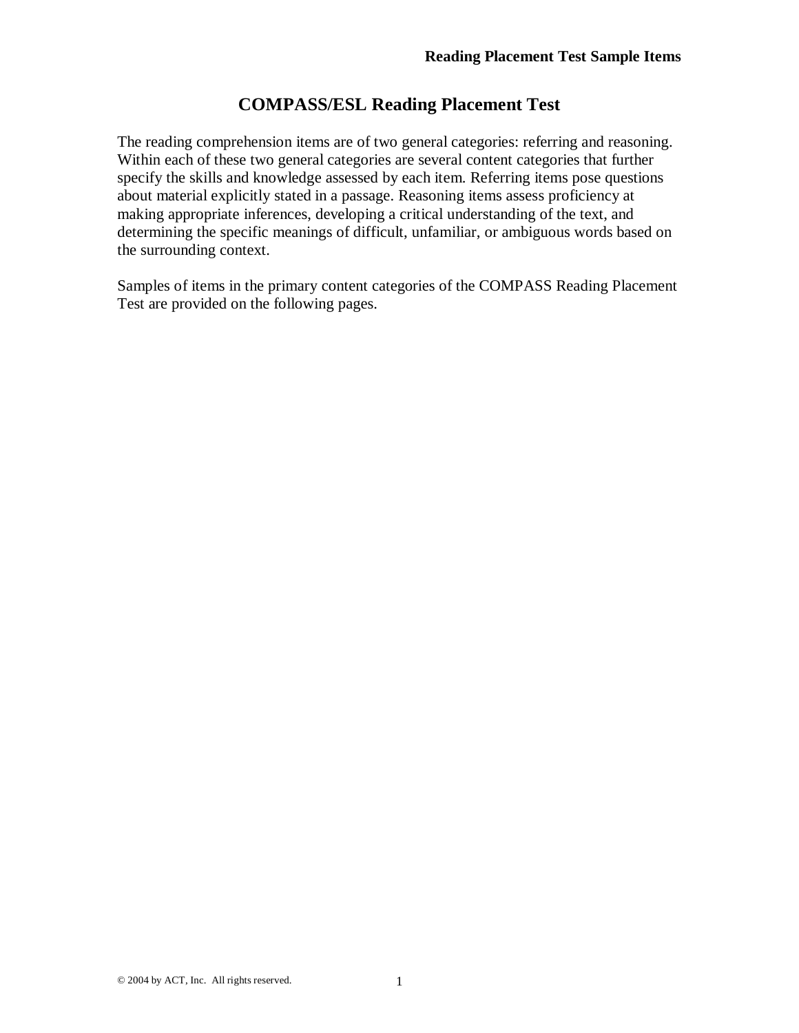# COMPASS/ESL Reading Placement Test

The reading comprehension items are of two general categories: referring and reasoning. Within each of these two general categories are several content categories that further specify the skills and knowledge assessed by each item. Referring items pose questions about material explicitly stated in a passage. Reasoning items assess proficiency at making appropriate inferences, developing a critical understanding of the text, and determining the specific meanings of difficult, unfamiliar, or ambiguous words based on the surrounding context.

Samples of items in the primary content categories of the COMPASS Reading Placement Test are provided on the following pages.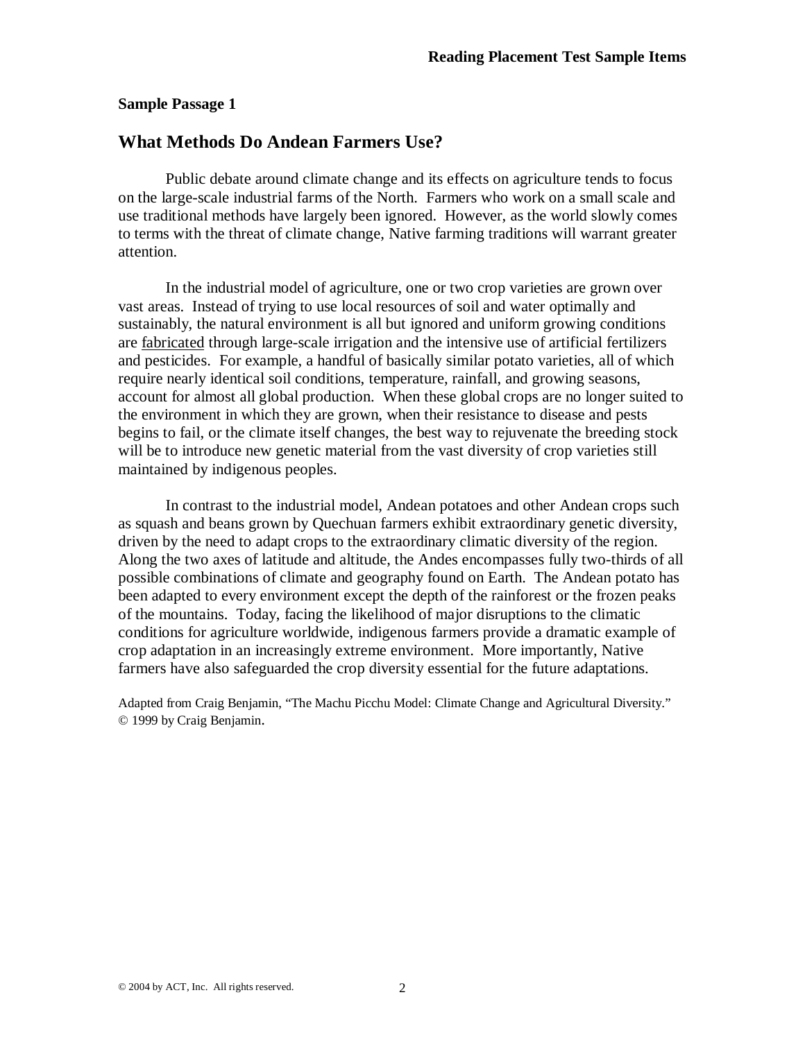**Sample Passage 1**

## What Methods Do Andean Farmers Use?

Public debate around climate change and its effects on agriculture tends to focus on the large-scale industrial farms of the North. Farmers who work on a small scale and use traditional methods have largely been ignored. However, as the world slowly comes to terms with the threat of climate change, Native farming traditions will warrant greater attention.

In the industrial model of agriculture, one or two crop varieties are grown over vast areas. Instead of trying to use local resources of soil and water optimally and sustainably, the natural environment is all but ignored and uniform growing conditions are <u>fabricated</u> through large-scale irrigation and the intensive use of artificial fertilizers and pesticides. For example, a handful of basically similar potato varieties, all of which require nearly identical soil conditions, temperature, rainfall, and growing seasons, account for almost all global production. When these global crops are no longer suited to the environment in which they are grown, when their resistance to disease and pests begins to fail, or the climate itself changes, the best way to rejuvenate the breeding stock will be to introduce new genetic material from the vast diversity of crop varieties still maintained by indigenous peoples.

In contrast to the industrial model, Andean potatoes and other Andean crops such as squash and beans grown by Quechuan farmers exhibit extraordinary genetic diversity, driven by the need to adapt crops to the extraordinary climatic diversity of the region. Along the two axes of latitude and altitude, the Andes encompasses fully two-thirds of all possible combinations of climate and geography found on Earth. The Andean potato has been adapted to every environment except the depth of the rainforest or the frozen peaks of the mountains. Today, facing the likelihood of major disruptions to the climatic conditions for agriculture worldwide, indigenous farmers provide a dramatic example of crop adaptation in an increasingly extreme environment. More importantly, Native farmers have also safeguarded the crop diversity essential for the future adaptations.

Adapted from Craig Benjamin, "The Machu Picchu Model: Climate Change and Agricultural Diversity." © 1999 by Craig Benjamin.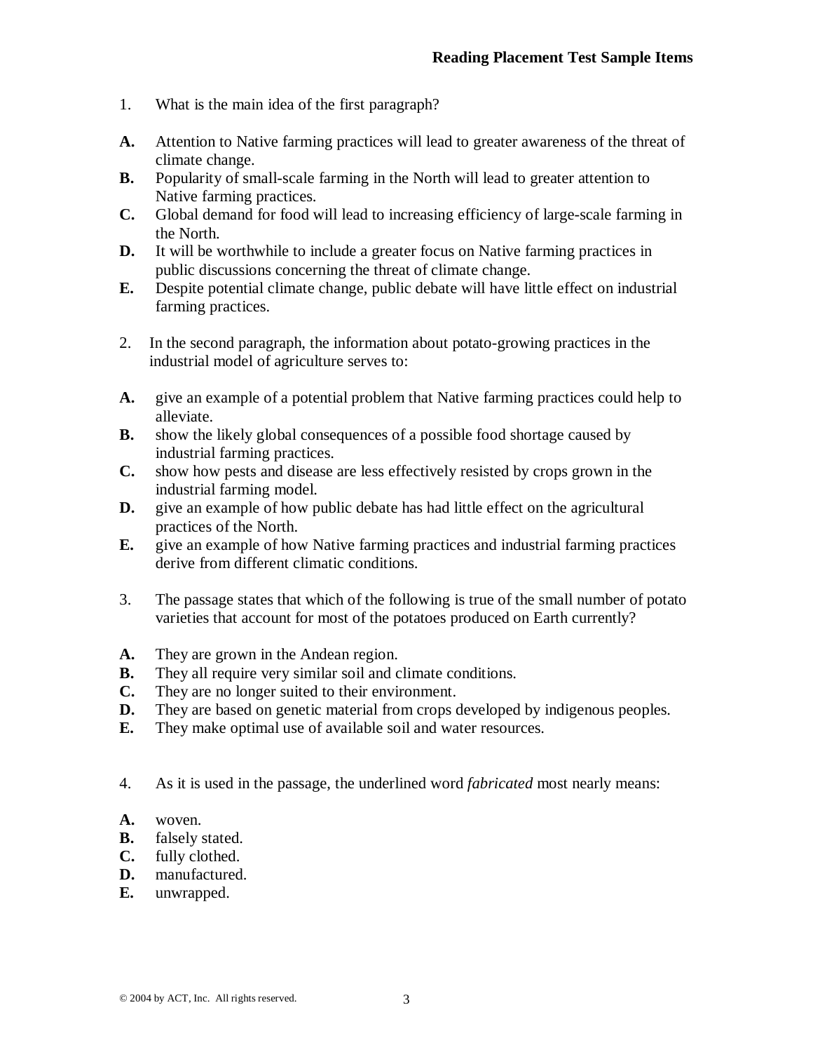1. What is the main idea of the first paragraph?

**A.** Attention to Native farming practices will lead to greater awareness of the threat of climate change.
**B.** Popularity of small-scale farming in the North will lead to greater attention to Native farming practices.
**C.** Global demand for food will lead to increasing efficiency of large-scale farming in the North.
**D.** It will be worthwhile to include a greater focus on Native farming practices in public discussions concerning the threat of climate change.
**E.** Despite potential climate change, public debate will have little effect on industrial farming practices.

2. In the second paragraph, the information about potato-growing practices in the industrial model of agriculture serves to:

**A.** give an example of a potential problem that Native farming practices could help to alleviate.
**B.** show the likely global consequences of a possible food shortage caused by industrial farming practices.
**C.** show how pests and disease are less effectively resisted by crops grown in the industrial farming model.
**D.** give an example of how public debate has had little effect on the agricultural practices of the North.
**E.** give an example of how Native farming practices and industrial farming practices derive from different climatic conditions.

3. The passage states that which of the following is true of the small number of potato varieties that account for most of the potatoes produced on Earth currently?

**A.** They are grown in the Andean region.
**B.** They all require very similar soil and climate conditions.
**C.** They are no longer suited to their environment.
**D.** They are based on genetic material from crops developed by indigenous peoples.
**E.** They make optimal use of available soil and water resources.

4. As it is used in the passage, the underlined word *fabricated* most nearly means:

**A.** woven.
**B.** falsely stated.
**C.** fully clothed.
**D.** manufactured.
**E.** unwrapped.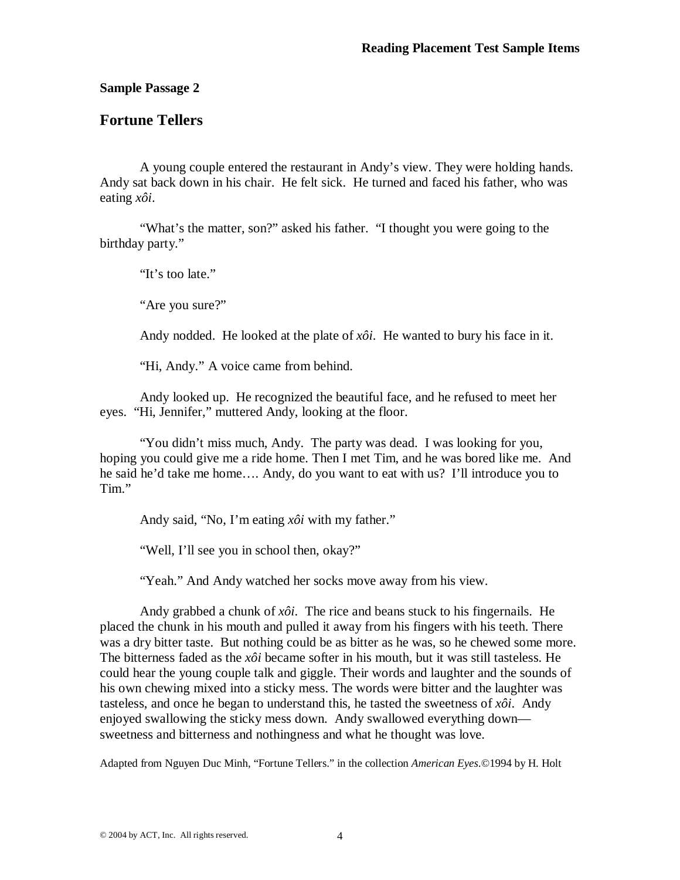**Sample Passage 2**

## Fortune Tellers

A young couple entered the restaurant in Andy's view. They were holding hands. Andy sat back down in his chair. He felt sick. He turned and faced his father, who was eating *xôi*.

"What's the matter, son?" asked his father. "I thought you were going to the birthday party."

"It's too late."

"Are you sure?"

Andy nodded. He looked at the plate of *xôi*. He wanted to bury his face in it.

"Hi, Andy." A voice came from behind.

Andy looked up. He recognized the beautiful face, and he refused to meet her eyes. "Hi, Jennifer," muttered Andy, looking at the floor.

"You didn't miss much, Andy. The party was dead. I was looking for you, hoping you could give me a ride home. Then I met Tim, and he was bored like me. And he said he'd take me home…. Andy, do you want to eat with us? I'll introduce you to Tim."

Andy said, "No, I'm eating *xôi* with my father."

"Well, I'll see you in school then, okay?"

"Yeah." And Andy watched her socks move away from his view.

Andy grabbed a chunk of *xôi*. The rice and beans stuck to his fingernails. He placed the chunk in his mouth and pulled it away from his fingers with his teeth. There was a dry bitter taste. But nothing could be as bitter as he was, so he chewed some more. The bitterness faded as the *xôi* became softer in his mouth, but it was still tasteless. He could hear the young couple talk and giggle. Their words and laughter and the sounds of his own chewing mixed into a sticky mess. The words were bitter and the laughter was tasteless, and once he began to understand this, he tasted the sweetness of *xôi*. Andy enjoyed swallowing the sticky mess down. Andy swallowed everything down—sweetness and bitterness and nothingness and what he thought was love.

Adapted from Nguyen Duc Minh, "Fortune Tellers." in the collection *American Eyes*.©1994 by H. Holt

© 2004 by ACT, Inc. All rights reserved.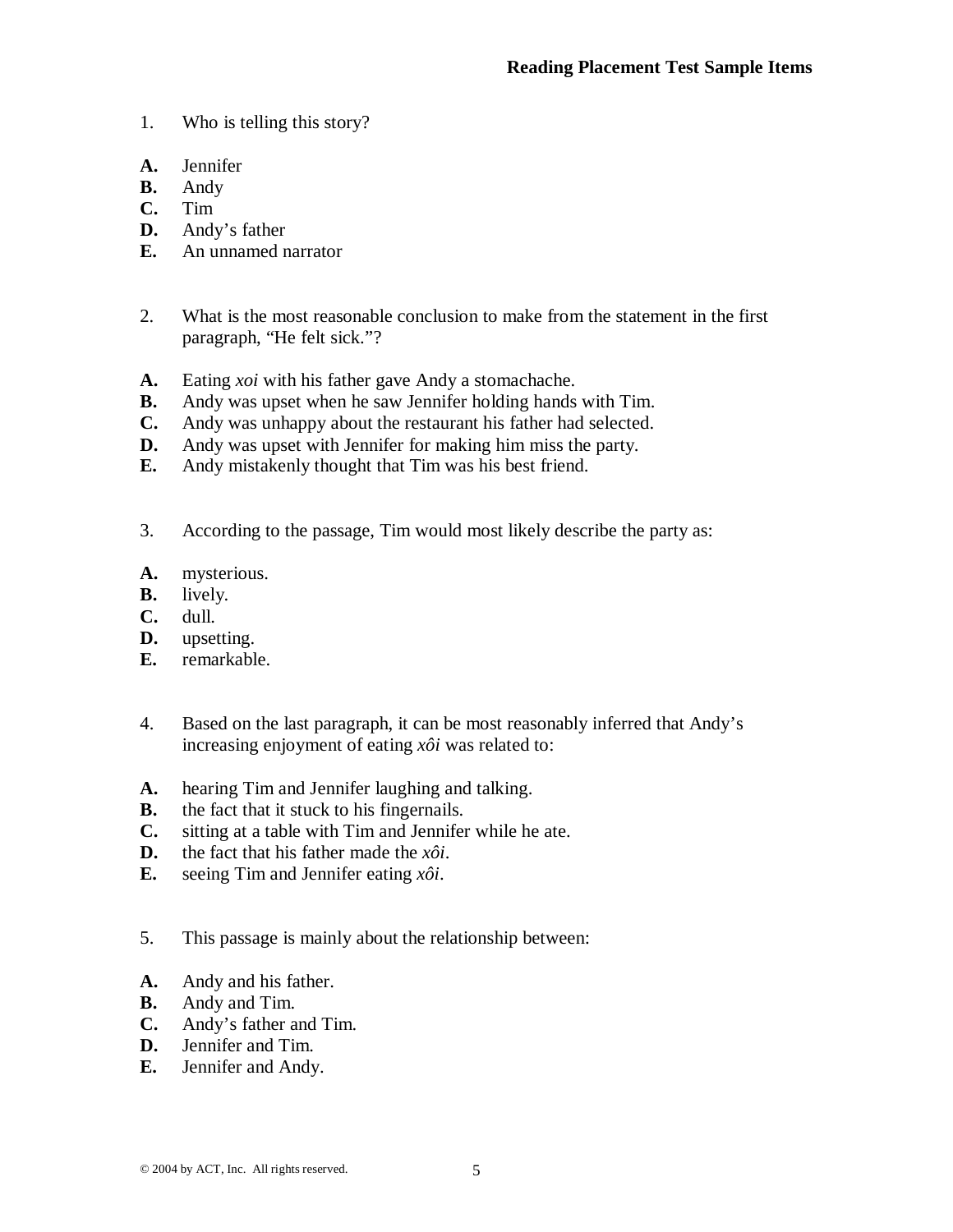1. Who is telling this story?

**A.** Jennifer
**B.** Andy
**C.** Tim
**D.** Andy's father
**E.** An unnamed narrator

2. What is the most reasonable conclusion to make from the statement in the first paragraph, "He felt sick."?

**A.** Eating *xoi* with his father gave Andy a stomachache.
**B.** Andy was upset when he saw Jennifer holding hands with Tim.
**C.** Andy was unhappy about the restaurant his father had selected.
**D.** Andy was upset with Jennifer for making him miss the party.
**E.** Andy mistakenly thought that Tim was his best friend.

3. According to the passage, Tim would most likely describe the party as:

**A.** mysterious.
**B.** lively.
**C.** dull.
**D.** upsetting.
**E.** remarkable.

4. Based on the last paragraph, it can be most reasonably inferred that Andy's increasing enjoyment of eating *xôi* was related to:

**A.** hearing Tim and Jennifer laughing and talking.
**B.** the fact that it stuck to his fingernails.
**C.** sitting at a table with Tim and Jennifer while he ate.
**D.** the fact that his father made the *xôi*.
**E.** seeing Tim and Jennifer eating *xôi*.

5. This passage is mainly about the relationship between:

**A.** Andy and his father.
**B.** Andy and Tim.
**C.** Andy's father and Tim.
**D.** Jennifer and Tim.
**E.** Jennifer and Andy.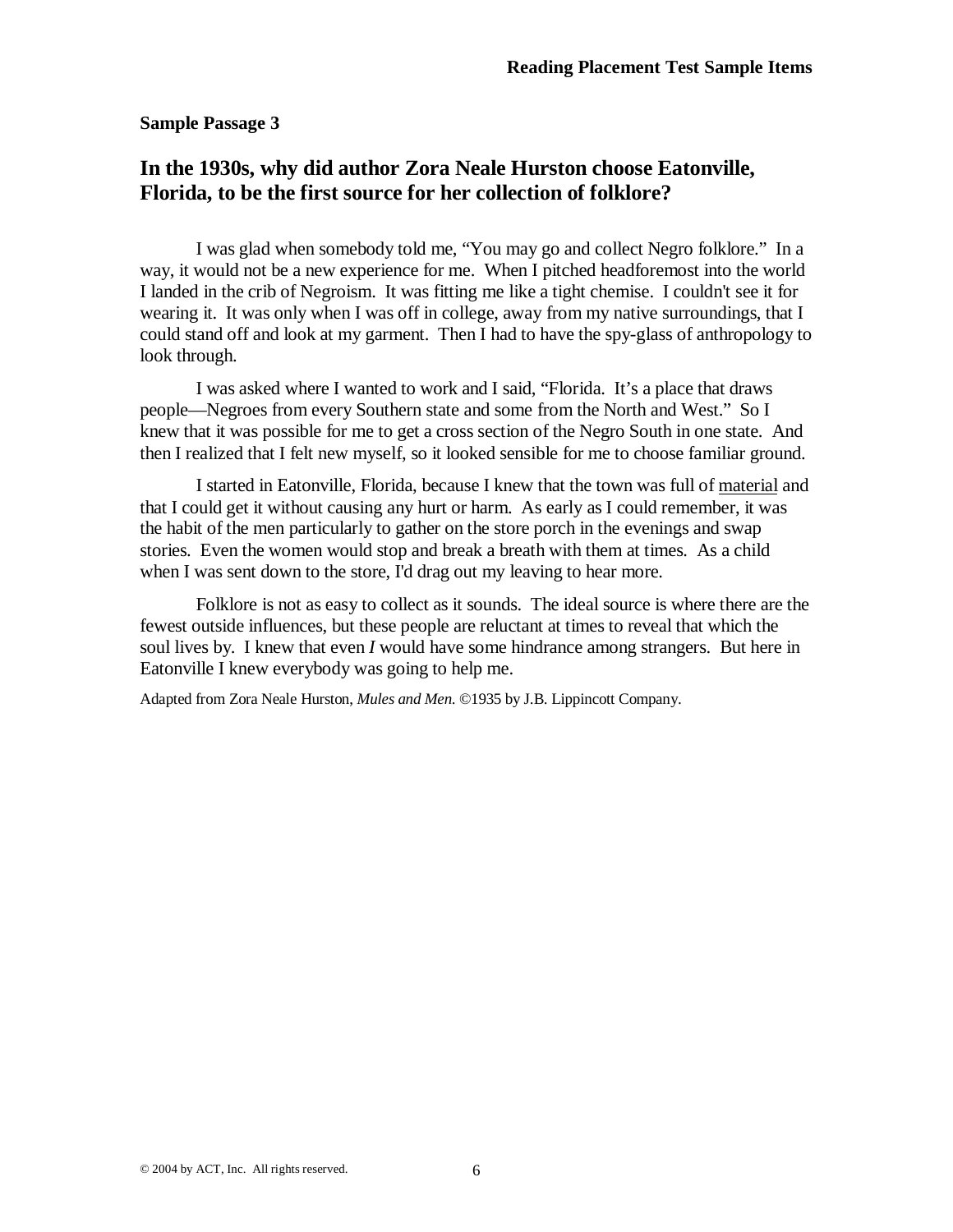**Sample Passage 3**

## In the 1930s, why did author Zora Neale Hurston choose Eatonville, Florida, to be the first source for her collection of folklore?

I was glad when somebody told me, "You may go and collect Negro folklore." In a way, it would not be a new experience for me. When I pitched headforemost into the world I landed in the crib of Negroism. It was fitting me like a tight chemise. I couldn't see it for wearing it. It was only when I was off in college, away from my native surroundings, that I could stand off and look at my garment. Then I had to have the spy-glass of anthropology to look through.

I was asked where I wanted to work and I said, "Florida. It's a place that draws people—Negroes from every Southern state and some from the North and West." So I knew that it was possible for me to get a cross section of the Negro South in one state. And then I realized that I felt new myself, so it looked sensible for me to choose familiar ground.

I started in Eatonville, Florida, because I knew that the town was full of <u>material</u> and that I could get it without causing any hurt or harm. As early as I could remember, it was the habit of the men particularly to gather on the store porch in the evenings and swap stories. Even the women would stop and break a breath with them at times. As a child when I was sent down to the store, I'd drag out my leaving to hear more.

Folklore is not as easy to collect as it sounds. The ideal source is where there are the fewest outside influences, but these people are reluctant at times to reveal that which the soul lives by. I knew that even *I* would have some hindrance among strangers. But here in Eatonville I knew everybody was going to help me.

Adapted from Zora Neale Hurston, *Mules and Men.* ©1935 by J.B. Lippincott Company.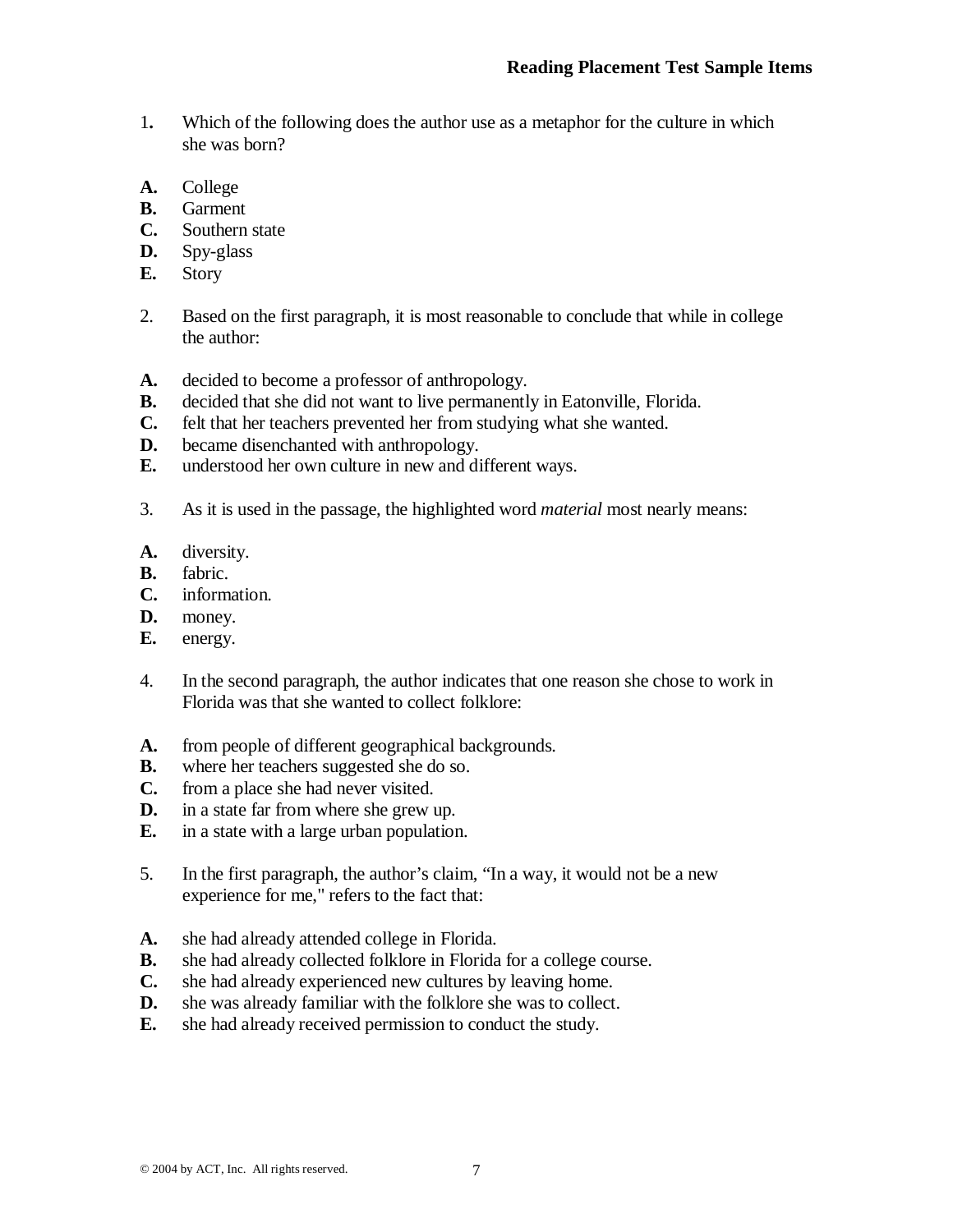## Reading Placement Test Sample Items

1. Which of the following does the author use as a metaphor for the culture in which she was born?

**A.** College
**B.** Garment
**C.** Southern state
**D.** Spy-glass
**E.** Story

2. Based on the first paragraph, it is most reasonable to conclude that while in college the author:

**A.** decided to become a professor of anthropology.
**B.** decided that she did not want to live permanently in Eatonville, Florida.
**C.** felt that her teachers prevented her from studying what she wanted.
**D.** became disenchanted with anthropology.
**E.** understood her own culture in new and different ways.

3. As it is used in the passage, the highlighted word *material* most nearly means:

**A.** diversity.
**B.** fabric.
**C.** information.
**D.** money.
**E.** energy.

4. In the second paragraph, the author indicates that one reason she chose to work in Florida was that she wanted to collect folklore:

**A.** from people of different geographical backgrounds.
**B.** where her teachers suggested she do so.
**C.** from a place she had never visited.
**D.** in a state far from where she grew up.
**E.** in a state with a large urban population.

5. In the first paragraph, the author's claim, "In a way, it would not be a new experience for me," refers to the fact that:

**A.** she had already attended college in Florida.
**B.** she had already collected folklore in Florida for a college course.
**C.** she had already experienced new cultures by leaving home.
**D.** she was already familiar with the folklore she was to collect.
**E.** she had already received permission to conduct the study.

© 2004 by ACT, Inc. All rights reserved.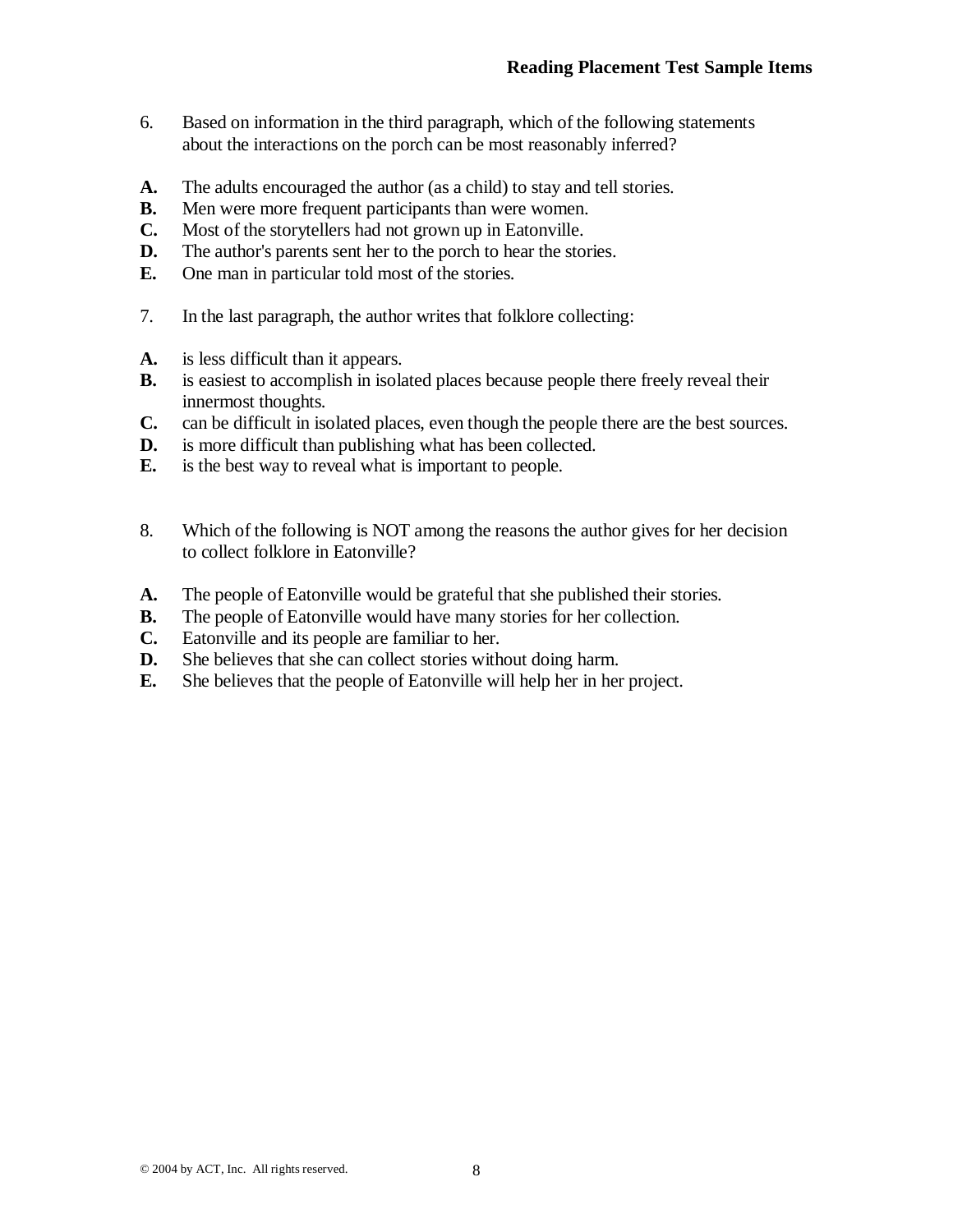6. Based on information in the third paragraph, which of the following statements about the interactions on the porch can be most reasonably inferred?

**A.** The adults encouraged the author (as a child) to stay and tell stories.
**B.** Men were more frequent participants than were women.
**C.** Most of the storytellers had not grown up in Eatonville.
**D.** The author's parents sent her to the porch to hear the stories.
**E.** One man in particular told most of the stories.

7. In the last paragraph, the author writes that folklore collecting:

**A.** is less difficult than it appears.
**B.** is easiest to accomplish in isolated places because people there freely reveal their innermost thoughts.
**C.** can be difficult in isolated places, even though the people there are the best sources.
**D.** is more difficult than publishing what has been collected.
**E.** is the best way to reveal what is important to people.

8. Which of the following is NOT among the reasons the author gives for her decision to collect folklore in Eatonville?

**A.** The people of Eatonville would be grateful that she published their stories.
**B.** The people of Eatonville would have many stories for her collection.
**C.** Eatonville and its people are familiar to her.
**D.** She believes that she can collect stories without doing harm.
**E.** She believes that the people of Eatonville will help her in her project.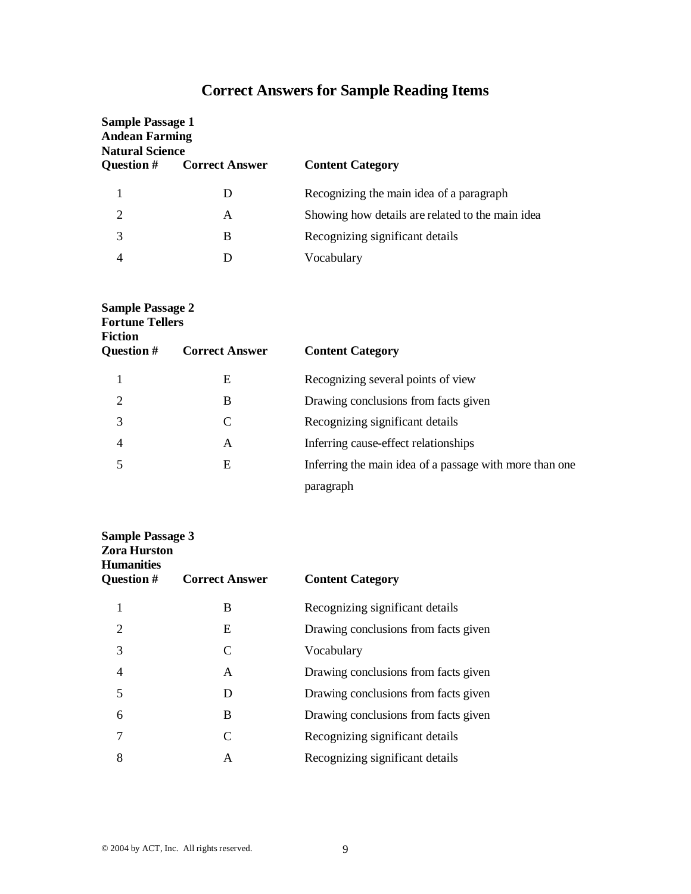# Correct Answers for Sample Reading Items

**Sample Passage 1**
**Andean Farming**
**Natural Science**

| Question # | Correct Answer | Content Category |
|---|---|---|
| 1 | D | Recognizing the main idea of a paragraph |
| 2 | A | Showing how details are related to the main idea |
| 3 | B | Recognizing significant details |
| 4 | D | Vocabulary |

**Sample Passage 2**
**Fortune Tellers**
**Fiction**

| Question # | Correct Answer | Content Category |
|---|---|---|
| 1 | E | Recognizing several points of view |
| 2 | B | Drawing conclusions from facts given |
| 3 | C | Recognizing significant details |
| 4 | A | Inferring cause-effect relationships |
| 5 | E | Inferring the main idea of a passage with more than one paragraph |

**Sample Passage 3**
**Zora Hurston**
**Humanities**

| Question # | Correct Answer | Content Category |
|---|---|---|
| 1 | B | Recognizing significant details |
| 2 | E | Drawing conclusions from facts given |
| 3 | C | Vocabulary |
| 4 | A | Drawing conclusions from facts given |
| 5 | D | Drawing conclusions from facts given |
| 6 | B | Drawing conclusions from facts given |
| 7 | C | Recognizing significant details |
| 8 | A | Recognizing significant details |

© 2004 by ACT, Inc. All rights reserved.